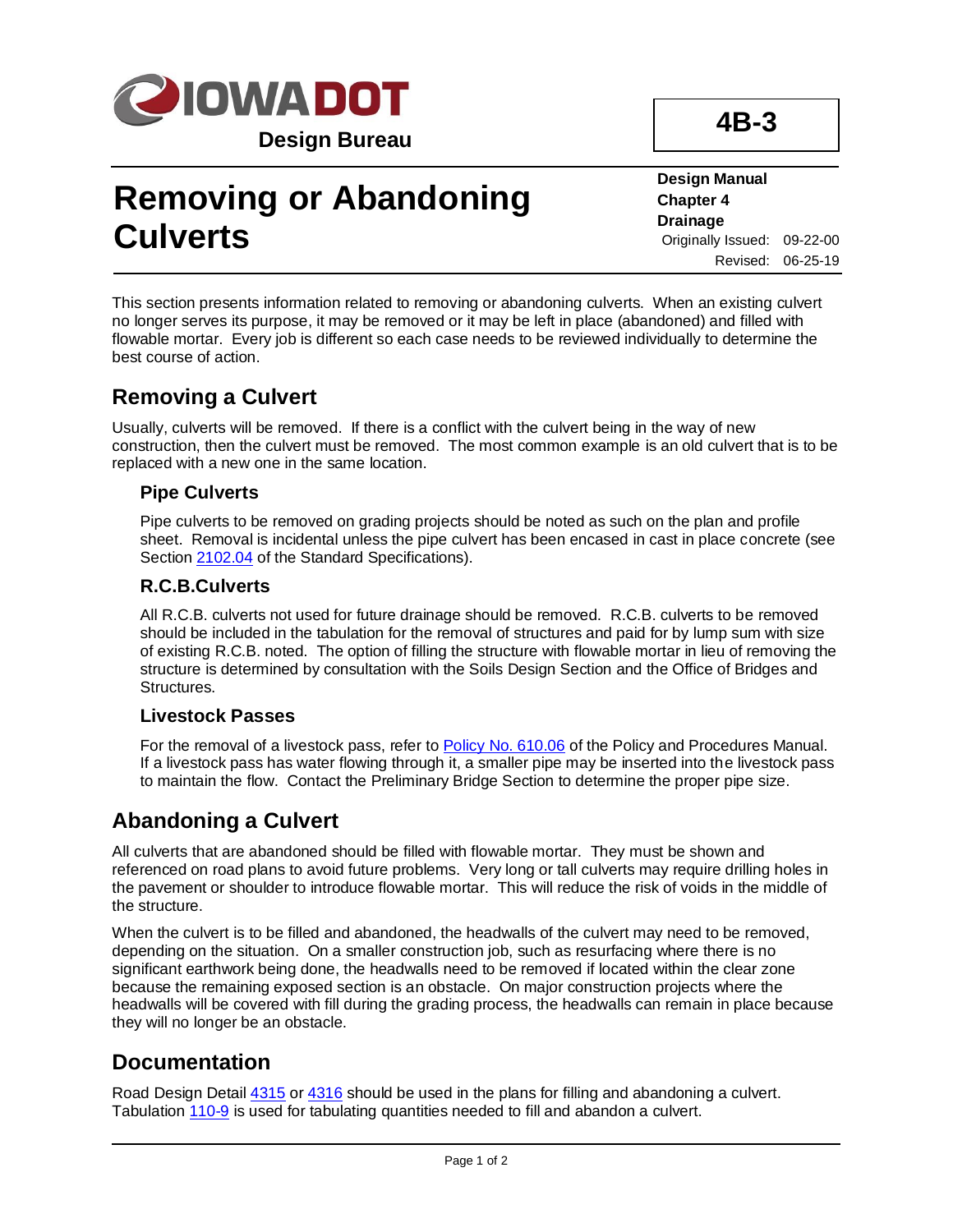Iowa DOT Design Bureau

**4B-3**

# Removing or Abandoning Culverts

**Design Manual**
**Chapter 4**
**Drainage**
Originally Issued: 09-22-00
Revised: 06-25-19

This section presents information related to removing or abandoning culverts. When an existing culvert no longer serves its purpose, it may be removed or it may be left in place (abandoned) and filled with flowable mortar. Every job is different so each case needs to be reviewed individually to determine the best course of action.

## Removing a Culvert

Usually, culverts will be removed. If there is a conflict with the culvert being in the way of new construction, then the culvert must be removed. The most common example is an old culvert that is to be replaced with a new one in the same location.

### Pipe Culverts

Pipe culverts to be removed on grading projects should be noted as such on the plan and profile sheet. Removal is incidental unless the pipe culvert has been encased in cast in place concrete (see Section 2102.04 of the Standard Specifications).

### R.C.B.Culverts

All R.C.B. culverts not used for future drainage should be removed. R.C.B. culverts to be removed should be included in the tabulation for the removal of structures and paid for by lump sum with size of existing R.C.B. noted. The option of filling the structure with flowable mortar in lieu of removing the structure is determined by consultation with the Soils Design Section and the Office of Bridges and Structures.

### Livestock Passes

For the removal of a livestock pass, refer to Policy No. 610.06 of the Policy and Procedures Manual. If a livestock pass has water flowing through it, a smaller pipe may be inserted into the livestock pass to maintain the flow. Contact the Preliminary Bridge Section to determine the proper pipe size.

## Abandoning a Culvert

All culverts that are abandoned should be filled with flowable mortar. They must be shown and referenced on road plans to avoid future problems. Very long or tall culverts may require drilling holes in the pavement or shoulder to introduce flowable mortar. This will reduce the risk of voids in the middle of the structure.

When the culvert is to be filled and abandoned, the headwalls of the culvert may need to be removed, depending on the situation. On a smaller construction job, such as resurfacing where there is no significant earthwork being done, the headwalls need to be removed if located within the clear zone because the remaining exposed section is an obstacle. On major construction projects where the headwalls will be covered with fill during the grading process, the headwalls can remain in place because they will no longer be an obstacle.

## Documentation

Road Design Detail 4315 or 4316 should be used in the plans for filling and abandoning a culvert. Tabulation 110-9 is used for tabulating quantities needed to fill and abandon a culvert.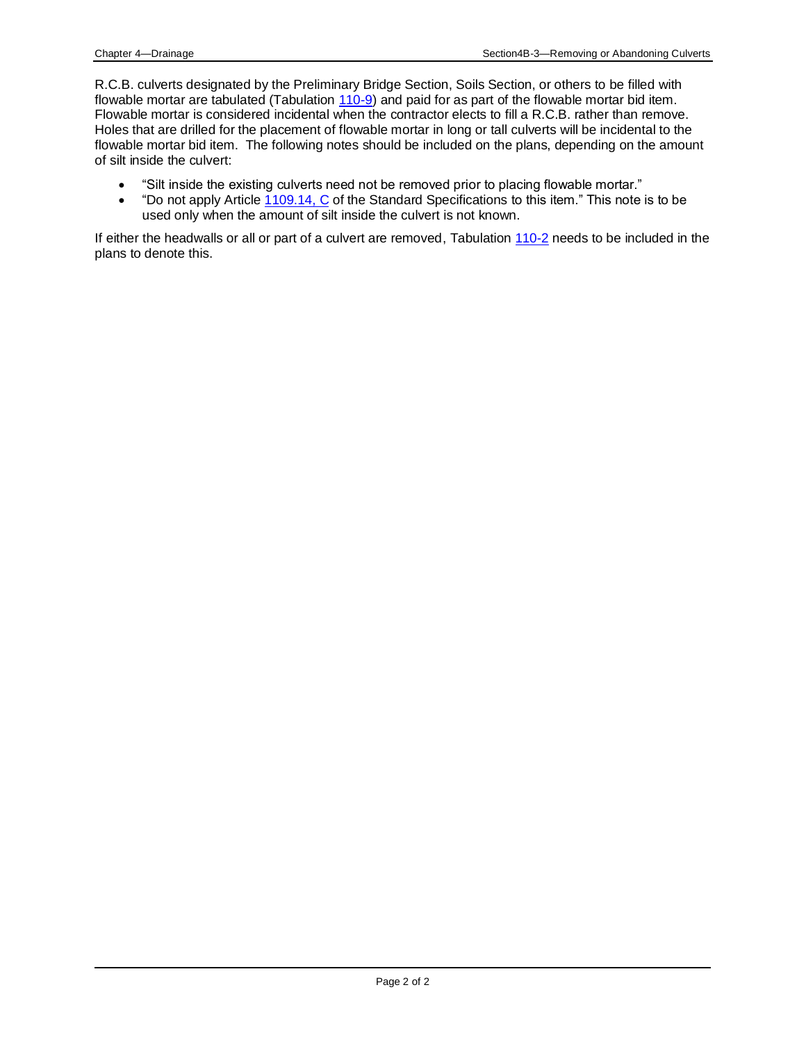R.C.B. culverts designated by the Preliminary Bridge Section, Soils Section, or others to be filled with flowable mortar are tabulated (Tabulation 110-9) and paid for as part of the flowable mortar bid item. Flowable mortar is considered incidental when the contractor elects to fill a R.C.B. rather than remove. Holes that are drilled for the placement of flowable mortar in long or tall culverts will be incidental to the flowable mortar bid item. The following notes should be included on the plans, depending on the amount of silt inside the culvert:

- "Silt inside the existing culverts need not be removed prior to placing flowable mortar."
- "Do not apply Article 1109.14, C of the Standard Specifications to this item." This note is to be used only when the amount of silt inside the culvert is not known.

If either the headwalls or all or part of a culvert are removed, Tabulation 110-2 needs to be included in the plans to denote this.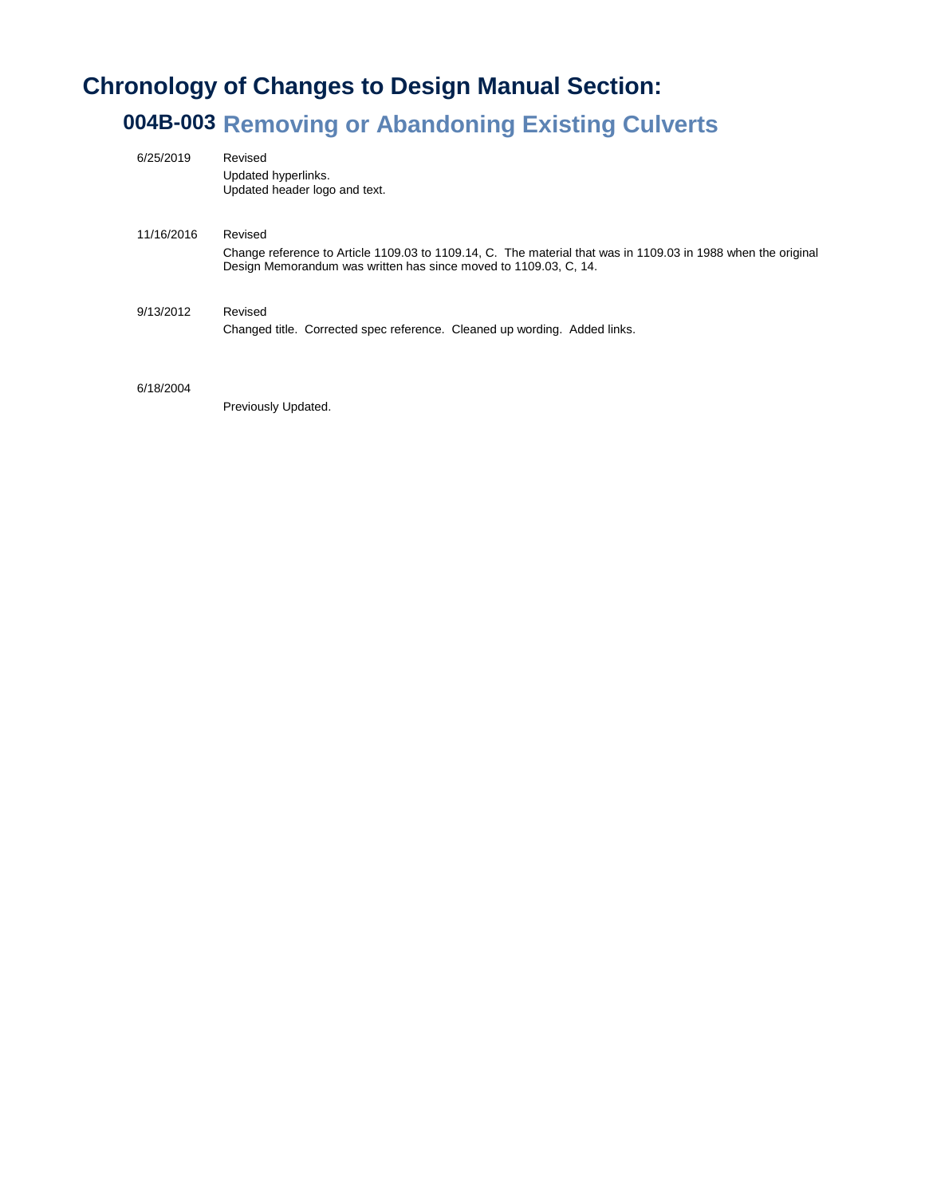# Chronology of Changes to Design Manual Section:

## 004B-003 Removing or Abandoning Existing Culverts

| | |
|---|---|
| 6/25/2019 | Revised<br>Updated hyperlinks.<br>Updated header logo and text. |
| 11/16/2016 | Revised<br>Change reference to Article 1109.03 to 1109.14, C. The material that was in 1109.03 in 1988 when the original Design Memorandum was written has since moved to 1109.03, C, 14. |
| 9/13/2012 | Revised<br>Changed title. Corrected spec reference. Cleaned up wording. Added links. |
| 6/18/2004 | Previously Updated. |